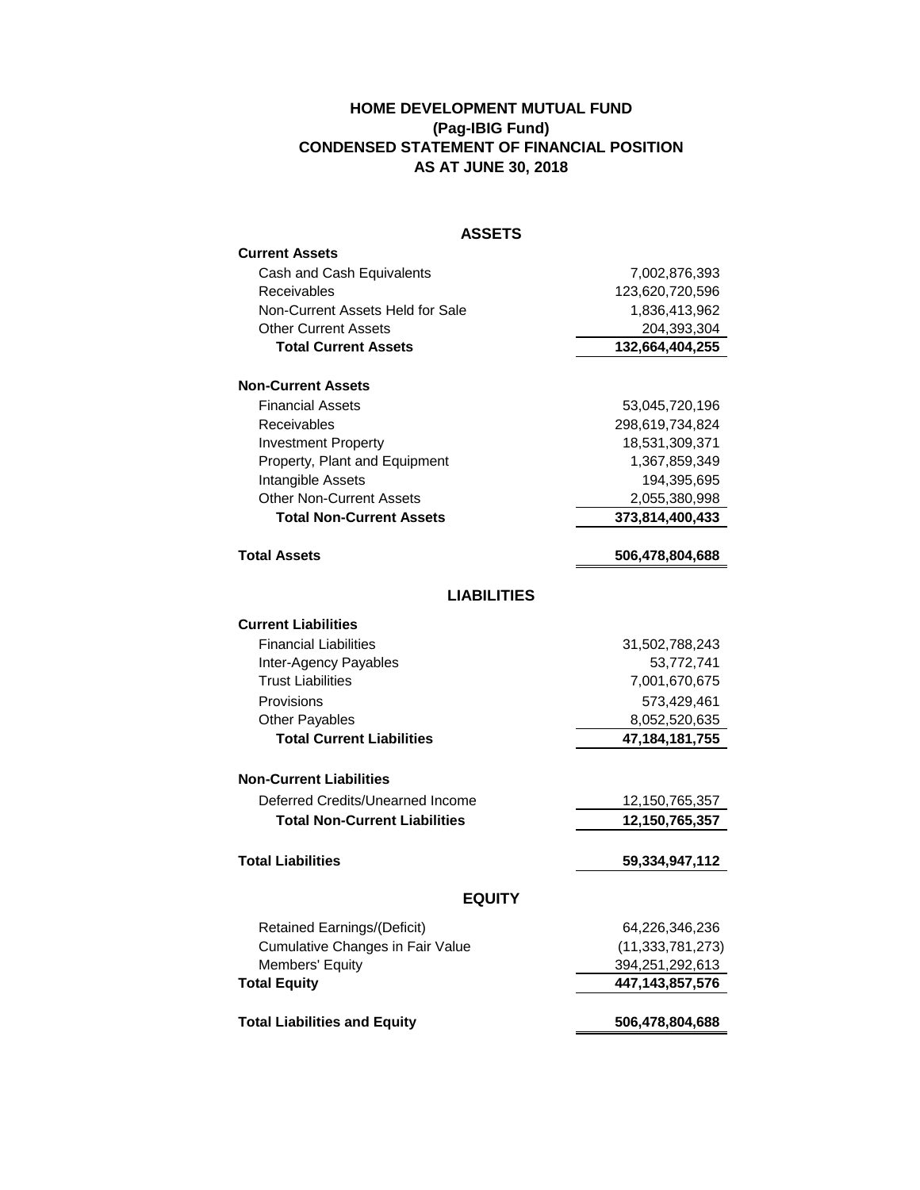# HOME DEVELOPMENT MUTUAL FUND
# (Pag-IBIG Fund)
# CONDENSED STATEMENT OF FINANCIAL POSITION
# AS AT JUNE 30, 2018

| | |
|---|---:|
| **ASSETS** | |
| **Current Assets** | |
| Cash and Cash Equivalents | 7,002,876,393 |
| Receivables | 123,620,720,596 |
| Non-Current Assets Held for Sale | 1,836,413,962 |
| Other Current Assets | 204,393,304 |
| **Total Current Assets** | **132,664,404,255** |
| **Non-Current Assets** | |
| Financial Assets | 53,045,720,196 |
| Receivables | 298,619,734,824 |
| Investment Property | 18,531,309,371 |
| Property, Plant and Equipment | 1,367,859,349 |
| Intangible Assets | 194,395,695 |
| Other Non-Current Assets | 2,055,380,998 |
| **Total Non-Current Assets** | **373,814,400,433** |
| **Total Assets** | **506,478,804,688** |
| **LIABILITIES** | |
| **Current Liabilities** | |
| Financial Liabilities | 31,502,788,243 |
| Inter-Agency Payables | 53,772,741 |
| Trust Liabilities | 7,001,670,675 |
| Provisions | 573,429,461 |
| Other Payables | 8,052,520,635 |
| **Total Current Liabilities** | **47,184,181,755** |
| **Non-Current Liabilities** | |
| Deferred Credits/Unearned Income | 12,150,765,357 |
| **Total Non-Current Liabilities** | **12,150,765,357** |
| **Total Liabilities** | **59,334,947,112** |
| **EQUITY** | |
| Retained Earnings/(Deficit) | 64,226,346,236 |
| Cumulative Changes in Fair Value | (11,333,781,273) |
| Members' Equity | 394,251,292,613 |
| **Total Equity** | **447,143,857,576** |
| **Total Liabilities and Equity** | **506,478,804,688** |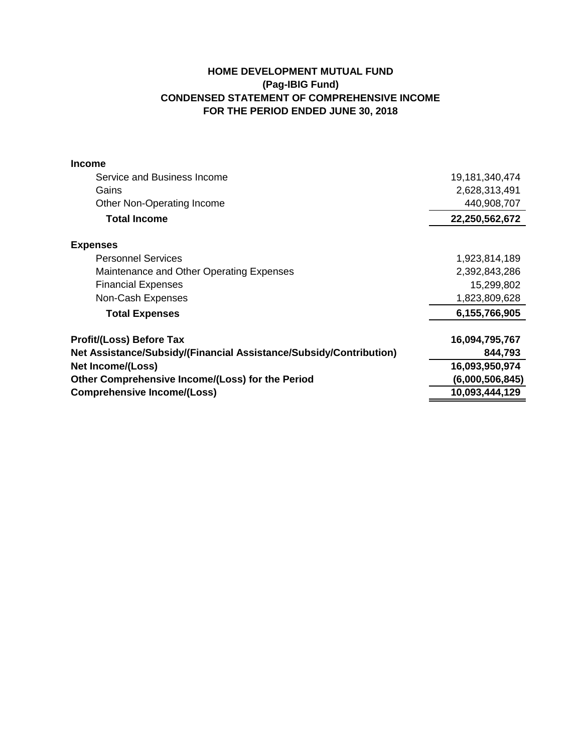**HOME DEVELOPMENT MUTUAL FUND**
**(Pag-IBIG Fund)**
**CONDENSED STATEMENT OF COMPREHENSIVE INCOME**
**FOR THE PERIOD ENDED JUNE 30, 2018**

| | |
|---|---:|
| **Income** | |
| Service and Business Income | 19,181,340,474 |
| Gains | 2,628,313,491 |
| Other Non-Operating Income | 440,908,707 |
| **Total Income** | **22,250,562,672** |
| **Expenses** | |
| Personnel Services | 1,923,814,189 |
| Maintenance and Other Operating Expenses | 2,392,843,286 |
| Financial Expenses | 15,299,802 |
| Non-Cash Expenses | 1,823,809,628 |
| **Total Expenses** | **6,155,766,905** |
| **Profit/(Loss) Before Tax** | **16,094,795,767** |
| **Net Assistance/Subsidy/(Financial Assistance/Subsidy/Contribution)** | **844,793** |
| **Net Income/(Loss)** | **16,093,950,974** |
| **Other Comprehensive Income/(Loss) for the Period** | **(6,000,506,845)** |
| **Comprehensive Income/(Loss)** | **10,093,444,129** |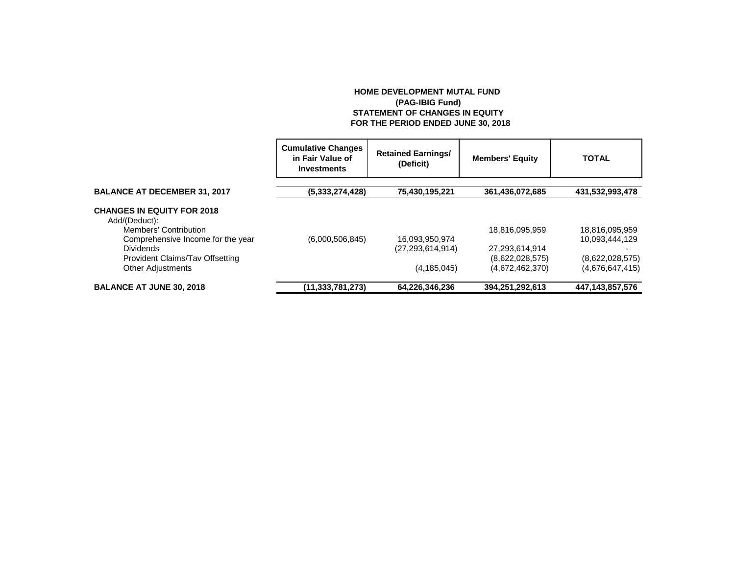**HOME DEVELOPMENT MUTAL FUND**
**(PAG-IBIG Fund)**
**STATEMENT OF CHANGES IN EQUITY**
**FOR THE PERIOD ENDED JUNE 30, 2018**

| | Cumulative Changes in Fair Value of Investments | Retained Earnings/ (Deficit) | Members' Equity | TOTAL |
|---|---|---|---|---|
| **BALANCE AT DECEMBER 31, 2017** | **(5,333,274,428)** | **75,430,195,221** | **361,436,072,685** | **431,532,993,478** |
| **CHANGES IN EQUITY FOR 2018** | | | | |
| Add/(Deduct): | | | | |
| Members' Contribution | | | 18,816,095,959 | 18,816,095,959 |
| Comprehensive Income for the year | (6,000,506,845) | 16,093,950,974 | | 10,093,444,129 |
| Dividends | | (27,293,614,914) | 27,293,614,914 | - |
| Provident Claims/Tav Offsetting | | | (8,622,028,575) | (8,622,028,575) |
| Other Adjustments | | (4,185,045) | (4,672,462,370) | (4,676,647,415) |
| **BALANCE AT JUNE 30, 2018** | **(11,333,781,273)** | **64,226,346,236** | **394,251,292,613** | **447,143,857,576** |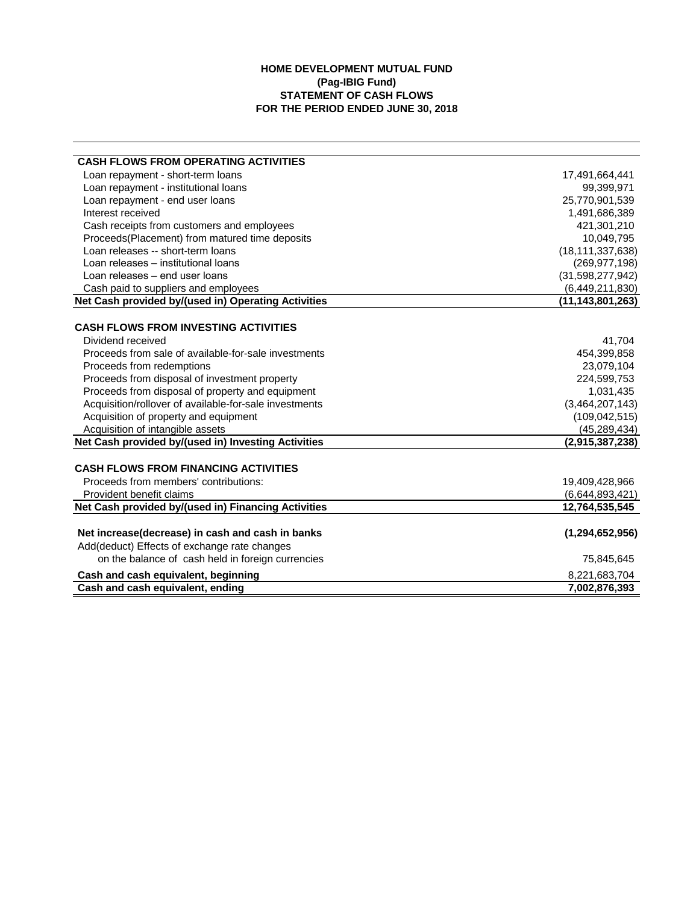**HOME DEVELOPMENT MUTUAL FUND**
**(Pag-IBIG Fund)**
**STATEMENT OF CASH FLOWS**
**FOR THE PERIOD ENDED JUNE 30, 2018**

| | |
|---|---|
| **CASH FLOWS FROM OPERATING ACTIVITIES** | |
| Loan repayment - short-term loans | 17,491,664,441 |
| Loan repayment - institutional loans | 99,399,971 |
| Loan repayment - end user loans | 25,770,901,539 |
| Interest received | 1,491,686,389 |
| Cash receipts from customers and employees | 421,301,210 |
| Proceeds(Placement) from matured time deposits | 10,049,795 |
| Loan releases -- short-term loans | (18,111,337,638) |
| Loan releases – institutional loans | (269,977,198) |
| Loan releases – end user loans | (31,598,277,942) |
| Cash paid to suppliers and employees | (6,449,211,830) |
| **Net Cash provided by/(used in) Operating Activities** | **(11,143,801,263)** |
| | |
| **CASH FLOWS FROM INVESTING ACTIVITIES** | |
| Dividend received | 41,704 |
| Proceeds from sale of available-for-sale investments | 454,399,858 |
| Proceeds from redemptions | 23,079,104 |
| Proceeds from disposal of investment property | 224,599,753 |
| Proceeds from disposal of property and equipment | 1,031,435 |
| Acquisition/rollover of available-for-sale investments | (3,464,207,143) |
| Acquisition of property and equipment | (109,042,515) |
| Acquisition of intangible assets | (45,289,434) |
| **Net Cash provided by/(used in) Investing Activities** | **(2,915,387,238)** |
| | |
| **CASH FLOWS FROM FINANCING ACTIVITIES** | |
| Proceeds from members' contributions: | 19,409,428,966 |
| Provident benefit claims | (6,644,893,421) |
| **Net Cash provided by/(used in) Financing Activities** | **12,764,535,545** |
| | |
| **Net increase(decrease) in cash and cash in banks** | **(1,294,652,956)** |
| Add(deduct) Effects of exchange rate changes | |
| on the balance of cash held in foreign currencies | 75,845,645 |
| **Cash and cash equivalent, beginning** | 8,221,683,704 |
| **Cash and cash equivalent, ending** | **7,002,876,393** |